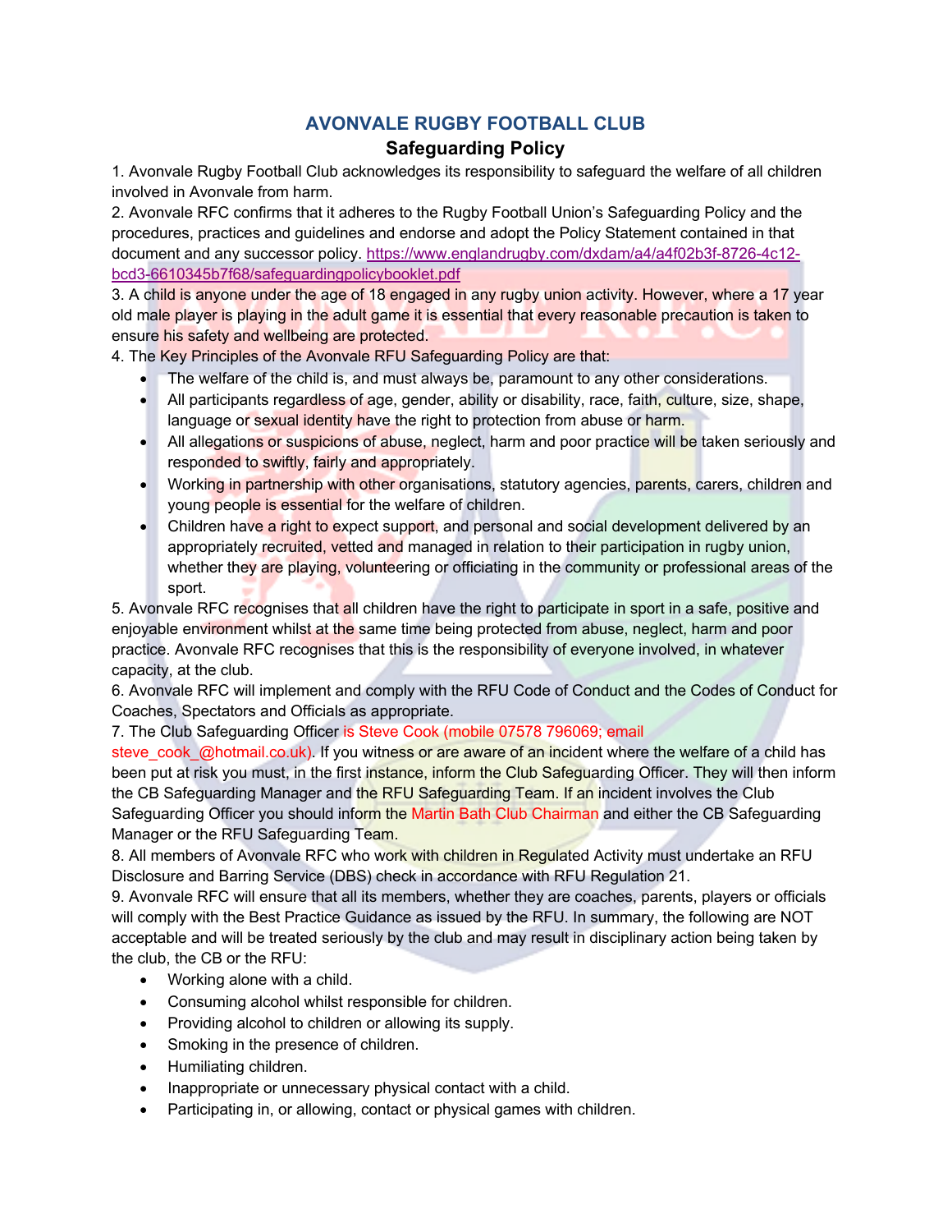# AVONVALE RUGBY FOOTBALL CLUB

## Safeguarding Policy

1. Avonvale Rugby Football Club acknowledges its responsibility to safeguard the welfare of all children involved in Avonvale from harm.

2. Avonvale RFC confirms that it adheres to the Rugby Football Union's Safeguarding Policy and the procedures, practices and guidelines and endorse and adopt the Policy Statement contained in that document and any successor policy. https://www.englandrugby.com/dxdam/a4/a4f02b3f-8726-4c12-bcd3-6610345b7f68/safeguardingpolicybooklet.pdf

3. A child is anyone under the age of 18 engaged in any rugby union activity. However, where a 17 year old male player is playing in the adult game it is essential that every reasonable precaution is taken to ensure his safety and wellbeing are protected.

4. The Key Principles of the Avonvale RFU Safeguarding Policy are that:
   - The welfare of the child is, and must always be, paramount to any other considerations.
   - All participants regardless of age, gender, ability or disability, race, faith, culture, size, shape, language or sexual identity have the right to protection from abuse or harm.
   - All allegations or suspicions of abuse, neglect, harm and poor practice will be taken seriously and responded to swiftly, fairly and appropriately.
   - Working in partnership with other organisations, statutory agencies, parents, carers, children and young people is essential for the welfare of children.
   - Children have a right to expect support, and personal and social development delivered by an appropriately recruited, vetted and managed in relation to their participation in rugby union, whether they are playing, volunteering or officiating in the community or professional areas of the sport.

5. Avonvale RFC recognises that all children have the right to participate in sport in a safe, positive and enjoyable environment whilst at the same time being protected from abuse, neglect, harm and poor practice. Avonvale RFC recognises that this is the responsibility of everyone involved, in whatever capacity, at the club.

6. Avonvale RFC will implement and comply with the RFU Code of Conduct and the Codes of Conduct for Coaches, Spectators and Officials as appropriate.

7. The Club Safeguarding Officer is Steve Cook (mobile 07578 796069; email steve_cook_@hotmail.co.uk). If you witness or are aware of an incident where the welfare of a child has been put at risk you must, in the first instance, inform the Club Safeguarding Officer. They will then inform the CB Safeguarding Manager and the RFU Safeguarding Team. If an incident involves the Club Safeguarding Officer you should inform the Martin Bath Club Chairman and either the CB Safeguarding Manager or the RFU Safeguarding Team.

8. All members of Avonvale RFC who work with children in Regulated Activity must undertake an RFU Disclosure and Barring Service (DBS) check in accordance with RFU Regulation 21.

9. Avonvale RFC will ensure that all its members, whether they are coaches, parents, players or officials will comply with the Best Practice Guidance as issued by the RFU. In summary, the following are NOT acceptable and will be treated seriously by the club and may result in disciplinary action being taken by the club, the CB or the RFU:
   - Working alone with a child.
   - Consuming alcohol whilst responsible for children.
   - Providing alcohol to children or allowing its supply.
   - Smoking in the presence of children.
   - Humiliating children.
   - Inappropriate or unnecessary physical contact with a child.
   - Participating in, or allowing, contact or physical games with children.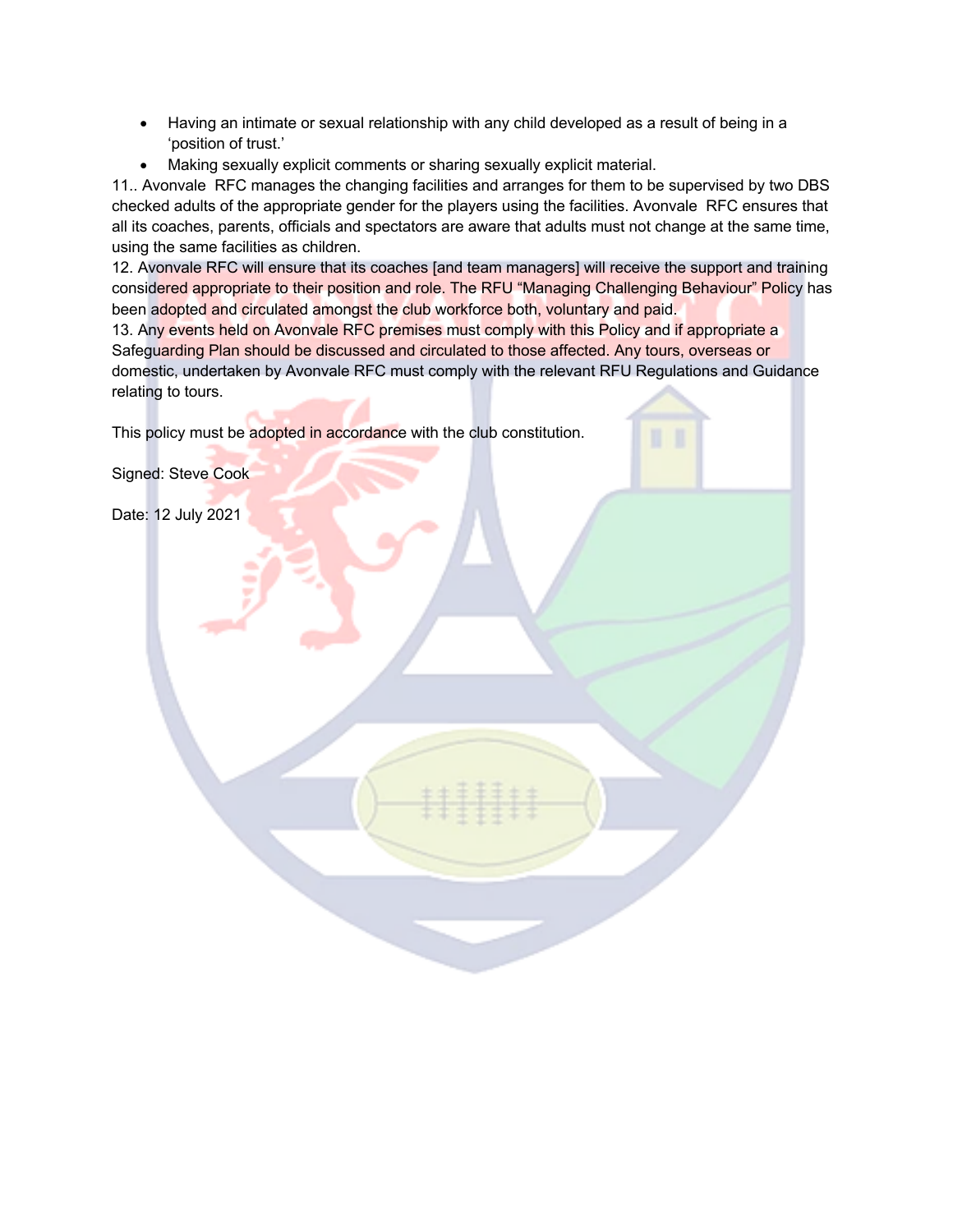- Having an intimate or sexual relationship with any child developed as a result of being in a 'position of trust.'
- Making sexually explicit comments or sharing sexually explicit material.

11.. Avonvale RFC manages the changing facilities and arranges for them to be supervised by two DBS checked adults of the appropriate gender for the players using the facilities. Avonvale RFC ensures that all its coaches, parents, officials and spectators are aware that adults must not change at the same time, using the same facilities as children.

12. Avonvale RFC will ensure that its coaches [and team managers] will receive the support and training considered appropriate to their position and role. The RFU "Managing Challenging Behaviour" Policy has been adopted and circulated amongst the club workforce both, voluntary and paid.

13. Any events held on Avonvale RFC premises must comply with this Policy and if appropriate a Safeguarding Plan should be discussed and circulated to those affected. Any tours, overseas or domestic, undertaken by Avonvale RFC must comply with the relevant RFU Regulations and Guidance relating to tours.

This policy must be adopted in accordance with the club constitution.

Signed: Steve Cook

Date: 12 July 2021